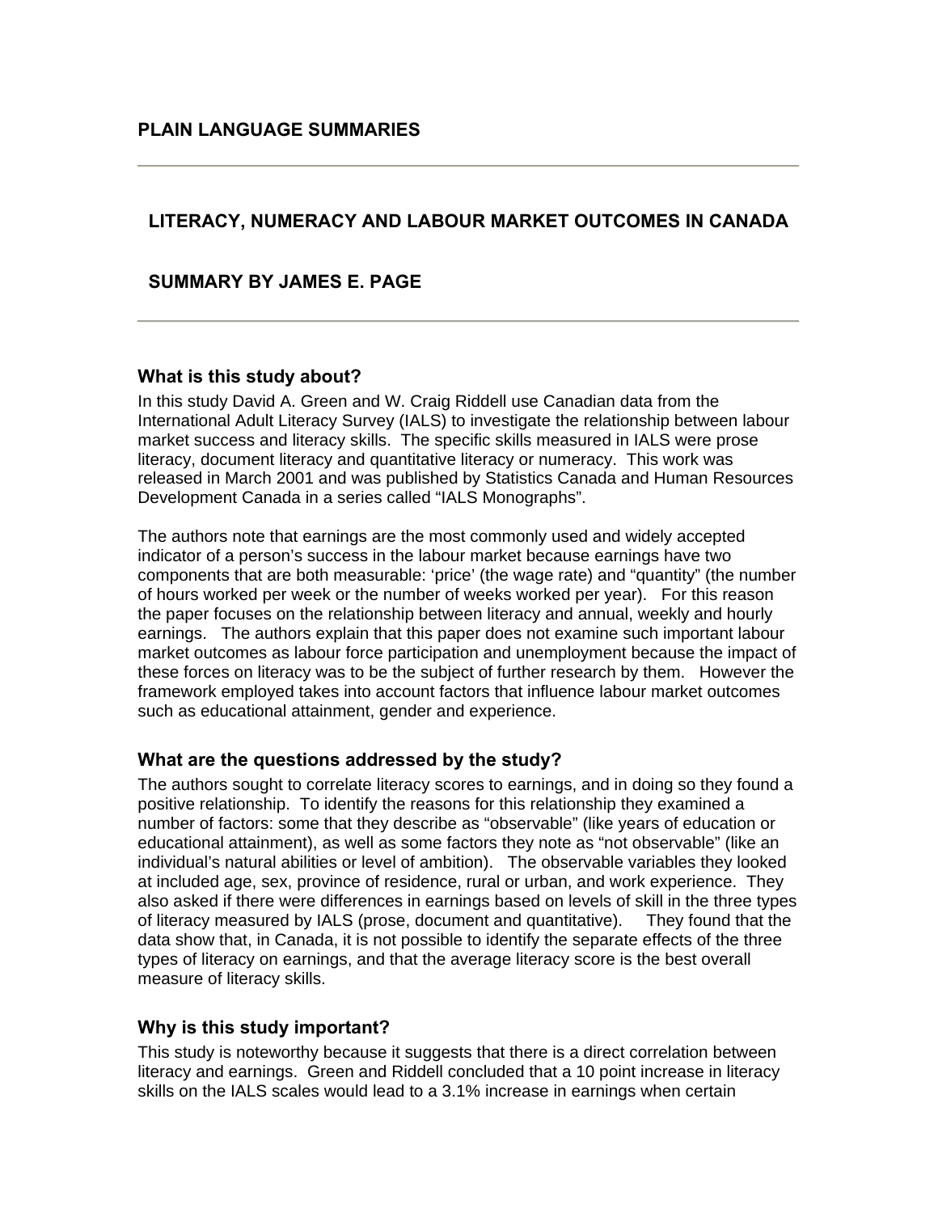# PLAIN LANGUAGE SUMMARIES

## LITERACY, NUMERACY AND LABOUR MARKET OUTCOMES IN CANADA

## SUMMARY BY JAMES E. PAGE

### What is this study about?

In this study David A. Green and W. Craig Riddell use Canadian data from the International Adult Literacy Survey (IALS) to investigate the relationship between labour market success and literacy skills. The specific skills measured in IALS were prose literacy, document literacy and quantitative literacy or numeracy. This work was released in March 2001 and was published by Statistics Canada and Human Resources Development Canada in a series called "IALS Monographs".

The authors note that earnings are the most commonly used and widely accepted indicator of a person's success in the labour market because earnings have two components that are both measurable: 'price' (the wage rate) and "quantity" (the number of hours worked per week or the number of weeks worked per year). For this reason the paper focuses on the relationship between literacy and annual, weekly and hourly earnings. The authors explain that this paper does not examine such important labour market outcomes as labour force participation and unemployment because the impact of these forces on literacy was to be the subject of further research by them. However the framework employed takes into account factors that influence labour market outcomes such as educational attainment, gender and experience.

### What are the questions addressed by the study?

The authors sought to correlate literacy scores to earnings, and in doing so they found a positive relationship. To identify the reasons for this relationship they examined a number of factors: some that they describe as "observable" (like years of education or educational attainment), as well as some factors they note as "not observable" (like an individual's natural abilities or level of ambition). The observable variables they looked at included age, sex, province of residence, rural or urban, and work experience. They also asked if there were differences in earnings based on levels of skill in the three types of literacy measured by IALS (prose, document and quantitative). They found that the data show that, in Canada, it is not possible to identify the separate effects of the three types of literacy on earnings, and that the average literacy score is the best overall measure of literacy skills.

### Why is this study important?

This study is noteworthy because it suggests that there is a direct correlation between literacy and earnings. Green and Riddell concluded that a 10 point increase in literacy skills on the IALS scales would lead to a 3.1% increase in earnings when certain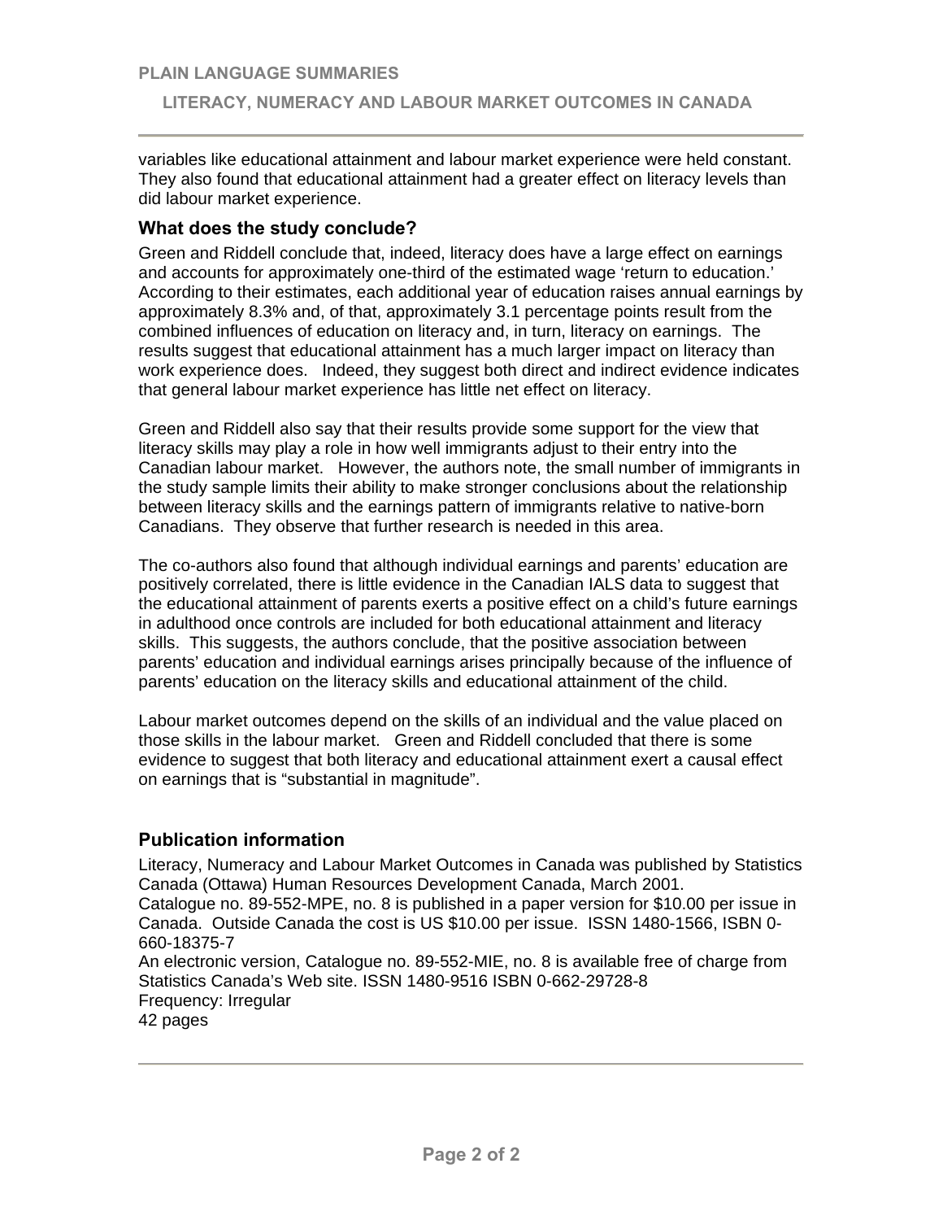variables like educational attainment and labour market experience were held constant. They also found that educational attainment had a greater effect on literacy levels than did labour market experience.

### What does the study conclude?

Green and Riddell conclude that, indeed, literacy does have a large effect on earnings and accounts for approximately one-third of the estimated wage 'return to education.' According to their estimates, each additional year of education raises annual earnings by approximately 8.3% and, of that, approximately 3.1 percentage points result from the combined influences of education on literacy and, in turn, literacy on earnings. The results suggest that educational attainment has a much larger impact on literacy than work experience does. Indeed, they suggest both direct and indirect evidence indicates that general labour market experience has little net effect on literacy.

Green and Riddell also say that their results provide some support for the view that literacy skills may play a role in how well immigrants adjust to their entry into the Canadian labour market. However, the authors note, the small number of immigrants in the study sample limits their ability to make stronger conclusions about the relationship between literacy skills and the earnings pattern of immigrants relative to native-born Canadians. They observe that further research is needed in this area.

The co-authors also found that although individual earnings and parents' education are positively correlated, there is little evidence in the Canadian IALS data to suggest that the educational attainment of parents exerts a positive effect on a child's future earnings in adulthood once controls are included for both educational attainment and literacy skills. This suggests, the authors conclude, that the positive association between parents' education and individual earnings arises principally because of the influence of parents' education on the literacy skills and educational attainment of the child.

Labour market outcomes depend on the skills of an individual and the value placed on those skills in the labour market. Green and Riddell concluded that there is some evidence to suggest that both literacy and educational attainment exert a causal effect on earnings that is "substantial in magnitude".

### Publication information

Literacy, Numeracy and Labour Market Outcomes in Canada was published by Statistics Canada (Ottawa) Human Resources Development Canada, March 2001.
Catalogue no. 89-552-MPE, no. 8 is published in a paper version for $10.00 per issue in Canada. Outside Canada the cost is US $10.00 per issue. ISSN 1480-1566, ISBN 0-660-18375-7
An electronic version, Catalogue no. 89-552-MIE, no. 8 is available free of charge from Statistics Canada's Web site. ISSN 1480-9516 ISBN 0-662-29728-8
Frequency: Irregular
42 pages